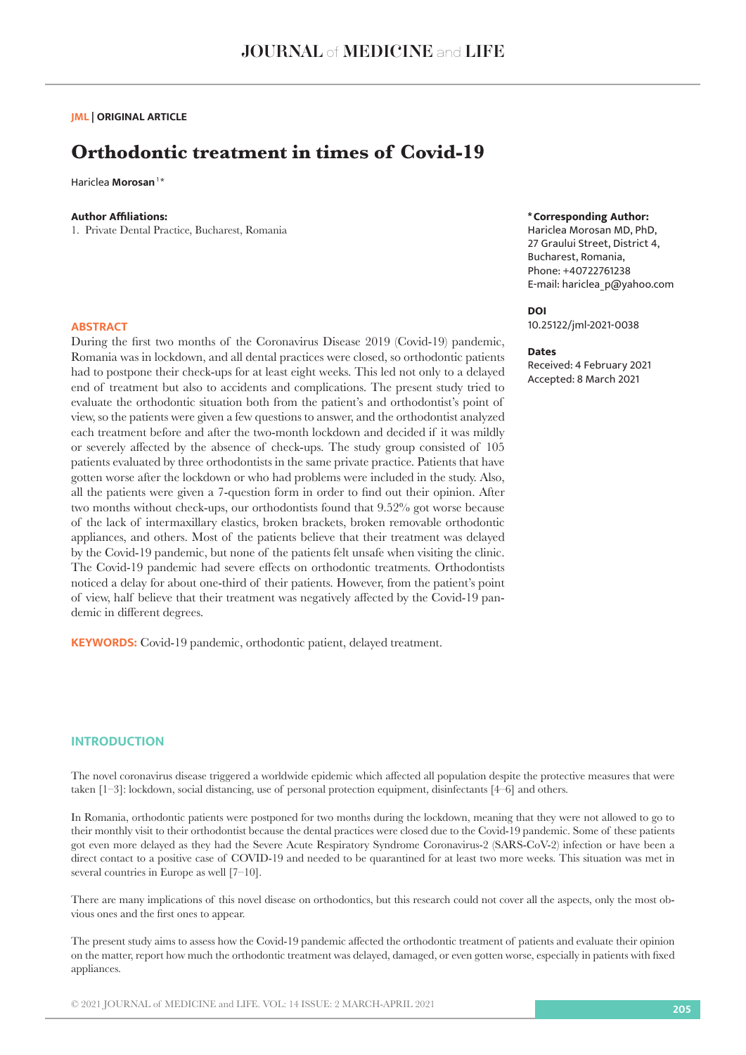JML | ORIGINAL ARTICLE

# Orthodontic treatment in times of Covid-19

Hariclea **Morosan**[1]*

**Author Affiliations:**

1. Private Dental Practice, Bucharest, Romania

**\*Corresponding Author:**
Hariclea Morosan MD, PhD,
27 Graului Street, District 4,
Bucharest, Romania,
Phone: +40722761238
E-mail: hariclea_p@yahoo.com

**DOI**
10.25122/jml-2021-0038

**Dates**
Received: 4 February 2021
Accepted: 8 March 2021

## ABSTRACT

During the first two months of the Coronavirus Disease 2019 (Covid-19) pandemic, Romania was in lockdown, and all dental practices were closed, so orthodontic patients had to postpone their check-ups for at least eight weeks. This led not only to a delayed end of treatment but also to accidents and complications. The present study tried to evaluate the orthodontic situation both from the patient's and orthodontist's point of view, so the patients were given a few questions to answer, and the orthodontist analyzed each treatment before and after the two-month lockdown and decided if it was mildly or severely affected by the absence of check-ups. The study group consisted of 105 patients evaluated by three orthodontists in the same private practice. Patients that have gotten worse after the lockdown or who had problems were included in the study. Also, all the patients were given a 7-question form in order to find out their opinion. After two months without check-ups, our orthodontists found that 9.52% got worse because of the lack of intermaxillary elastics, broken brackets, broken removable orthodontic appliances, and others. Most of the patients believe that their treatment was delayed by the Covid-19 pandemic, but none of the patients felt unsafe when visiting the clinic. The Covid-19 pandemic had severe effects on orthodontic treatments. Orthodontists noticed a delay for about one-third of their patients. However, from the patient's point of view, half believe that their treatment was negatively affected by the Covid-19 pandemic in different degrees.

**KEYWORDS:** Covid-19 pandemic, orthodontic patient, delayed treatment.

## INTRODUCTION

The novel coronavirus disease triggered a worldwide epidemic which affected all population despite the protective measures that were taken [1–3]: lockdown, social distancing, use of personal protection equipment, disinfectants [4–6] and others.

In Romania, orthodontic patients were postponed for two months during the lockdown, meaning that they were not allowed to go to their monthly visit to their orthodontist because the dental practices were closed due to the Covid-19 pandemic. Some of these patients got even more delayed as they had the Severe Acute Respiratory Syndrome Coronavirus-2 (SARS-CoV-2) infection or have been a direct contact to a positive case of COVID-19 and needed to be quarantined for at least two more weeks. This situation was met in several countries in Europe as well [7–10].

There are many implications of this novel disease on orthodontics, but this research could not cover all the aspects, only the most obvious ones and the first ones to appear.

The present study aims to assess how the Covid-19 pandemic affected the orthodontic treatment of patients and evaluate their opinion on the matter, report how much the orthodontic treatment was delayed, damaged, or even gotten worse, especially in patients with fixed appliances.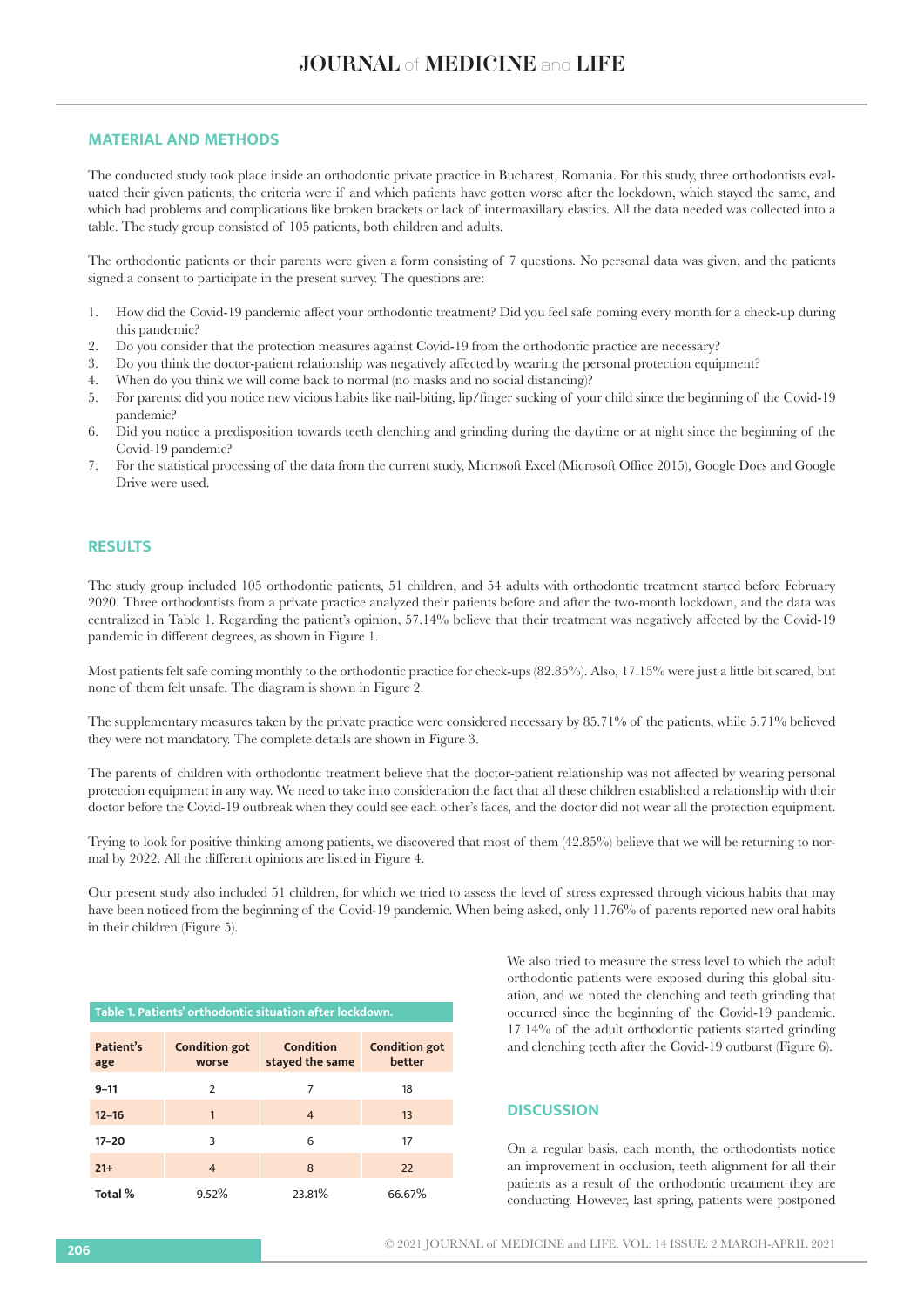## MATERIAL AND METHODS

The conducted study took place inside an orthodontic private practice in Bucharest, Romania. For this study, three orthodontists evaluated their given patients; the criteria were if and which patients have gotten worse after the lockdown, which stayed the same, and which had problems and complications like broken brackets or lack of intermaxillary elastics. All the data needed was collected into a table. The study group consisted of 105 patients, both children and adults.

The orthodontic patients or their parents were given a form consisting of 7 questions. No personal data was given, and the patients signed a consent to participate in the present survey. The questions are:

1. How did the Covid-19 pandemic affect your orthodontic treatment? Did you feel safe coming every month for a check-up during this pandemic?
2. Do you consider that the protection measures against Covid-19 from the orthodontic practice are necessary?
3. Do you think the doctor-patient relationship was negatively affected by wearing the personal protection equipment?
4. When do you think we will come back to normal (no masks and no social distancing)?
5. For parents: did you notice new vicious habits like nail-biting, lip/finger sucking of your child since the beginning of the Covid-19 pandemic?
6. Did you notice a predisposition towards teeth clenching and grinding during the daytime or at night since the beginning of the Covid-19 pandemic?
7. For the statistical processing of the data from the current study, Microsoft Excel (Microsoft Office 2015), Google Docs and Google Drive were used.

## RESULTS

The study group included 105 orthodontic patients, 51 children, and 54 adults with orthodontic treatment started before February 2020. Three orthodontists from a private practice analyzed their patients before and after the two-month lockdown, and the data was centralized in Table 1. Regarding the patient's opinion, 57.14% believe that their treatment was negatively affected by the Covid-19 pandemic in different degrees, as shown in Figure 1.

Most patients felt safe coming monthly to the orthodontic practice for check-ups (82.85%). Also, 17.15% were just a little bit scared, but none of them felt unsafe. The diagram is shown in Figure 2.

The supplementary measures taken by the private practice were considered necessary by 85.71% of the patients, while 5.71% believed they were not mandatory. The complete details are shown in Figure 3.

The parents of children with orthodontic treatment believe that the doctor-patient relationship was not affected by wearing personal protection equipment in any way. We need to take into consideration the fact that all these children established a relationship with their doctor before the Covid-19 outbreak when they could see each other's faces, and the doctor did not wear all the protection equipment.

Trying to look for positive thinking among patients, we discovered that most of them (42.85%) believe that we will be returning to normal by 2022. All the different opinions are listed in Figure 4.

Our present study also included 51 children, for which we tried to assess the level of stress expressed through vicious habits that may have been noticed from the beginning of the Covid-19 pandemic. When being asked, only 11.76% of parents reported new oral habits in their children (Figure 5).

**Table 1. Patients' orthodontic situation after lockdown.**

| Patient's age | Condition got worse | Condition stayed the same | Condition got better |
|---|---|---|---|
| 9–11 | 2 | 7 | 18 |
| 12–16 | 1 | 4 | 13 |
| 17–20 | 3 | 6 | 17 |
| 21+ | 4 | 8 | 22 |
| Total % | 9.52% | 23.81% | 66.67% |

We also tried to measure the stress level to which the adult orthodontic patients were exposed during this global situation, and we noted the clenching and teeth grinding that occurred since the beginning of the Covid-19 pandemic. 17.14% of the adult orthodontic patients started grinding and clenching teeth after the Covid-19 outburst (Figure 6).

## DISCUSSION

On a regular basis, each month, the orthodontists notice an improvement in occlusion, teeth alignment for all their patients as a result of the orthodontic treatment they are conducting. However, last spring, patients were postponed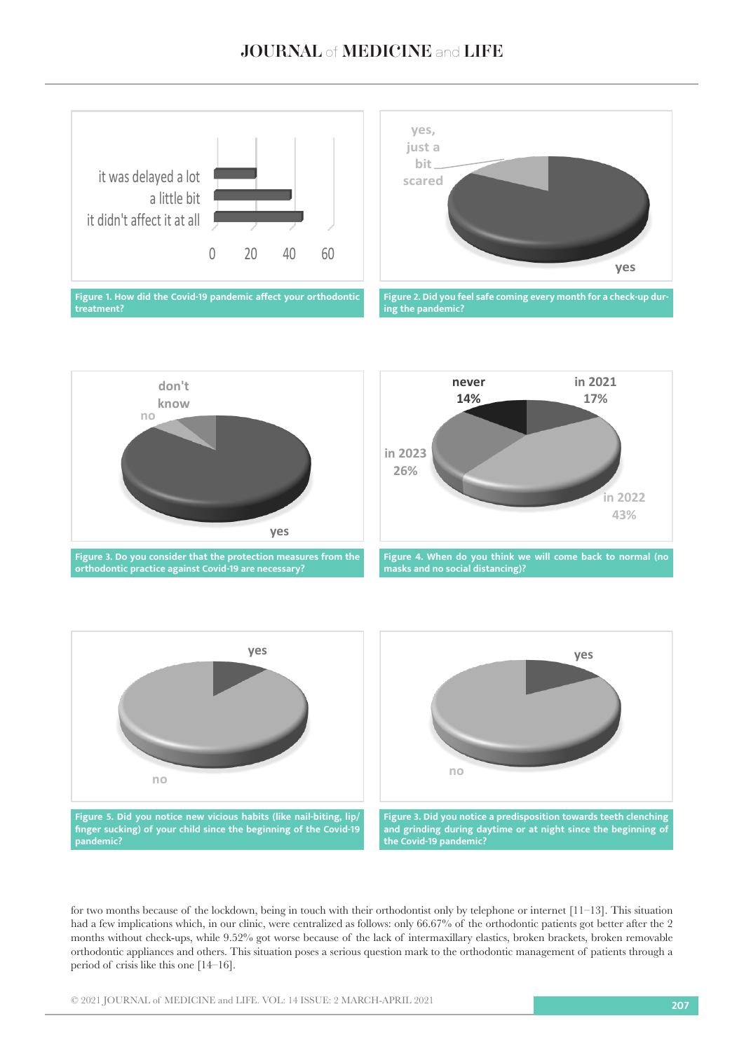it was delayed a lot

a little bit

it didn't affect it at all

0 20 40 60

Figure 1. How did the Covid-19 pandemic affect your orthodontic treatment?

yes, just a bit scared

yes

Figure 2. Did you feel safe coming every month for a check-up during the pandemic?

don't know

no

yes

Figure 3. Do you consider that the protection measures from the orthodontic practice against Covid-19 are necessary?

never 14%

in 2021 17%

in 2023 26%

in 2022 43%

Figure 4. When do you think we will come back to normal (no masks and no social distancing)?

yes

no

Figure 5. Did you notice new vicious habits (like nail-biting, lip/finger sucking) of your child since the beginning of the Covid-19 pandemic?

yes

no

Figure 3. Did you notice a predisposition towards teeth clenching and grinding during daytime or at night since the beginning of the Covid-19 pandemic?

for two months because of the lockdown, being in touch with their orthodontist only by telephone or internet [11–13]. This situation had a few implications which, in our clinic, were centralized as follows: only 66.67% of the orthodontic patients got better after the 2 months without check-ups, while 9.52% got worse because of the lack of intermaxillary elastics, broken brackets, broken removable orthodontic appliances and others. This situation poses a serious question mark to the orthodontic management of patients through a period of crisis like this one [14–16].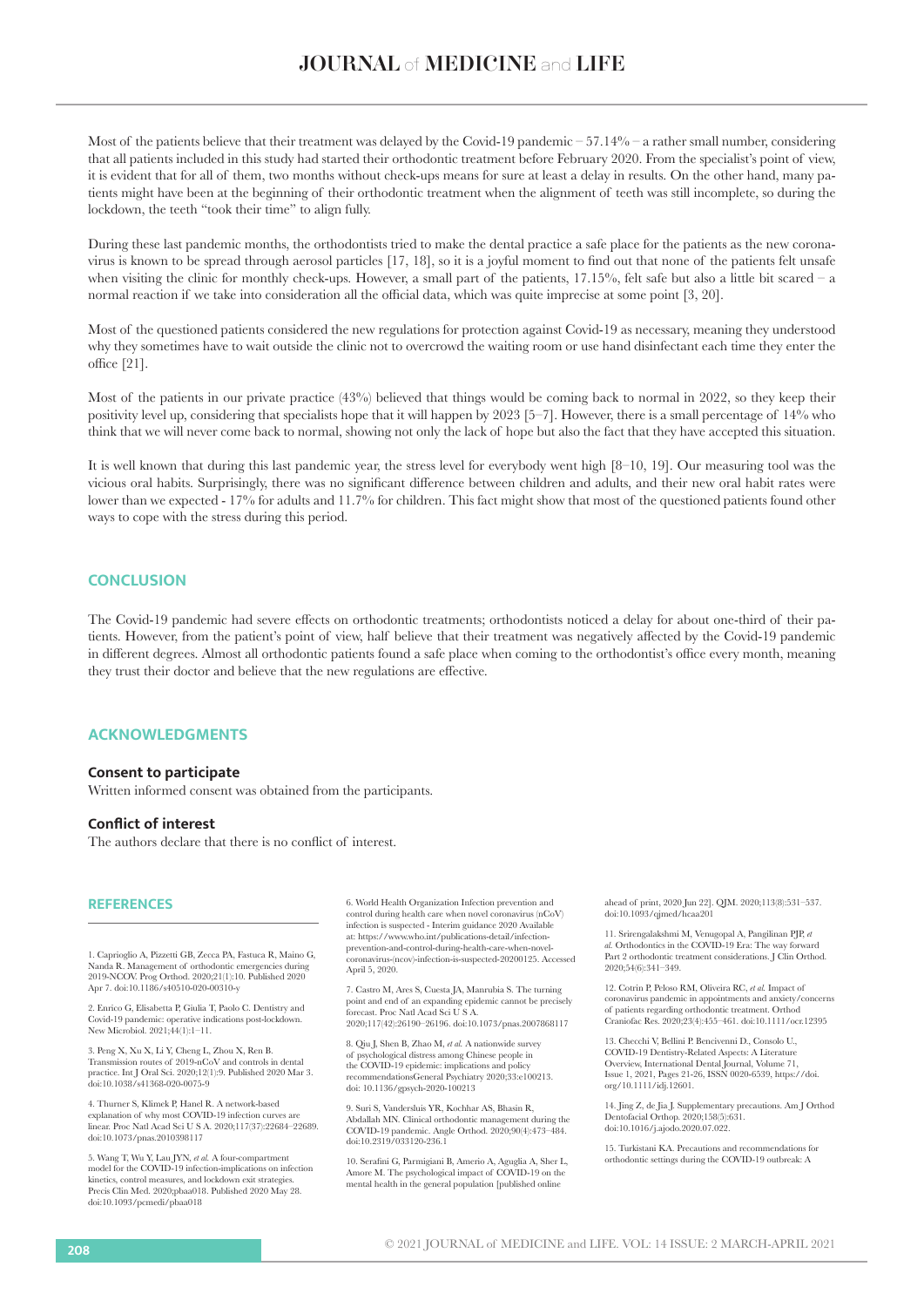Most of the patients believe that their treatment was delayed by the Covid-19 pandemic – 57.14% – a rather small number, considering that all patients included in this study had started their orthodontic treatment before February 2020. From the specialist's point of view, it is evident that for all of them, two months without check-ups means for sure at least a delay in results. On the other hand, many patients might have been at the beginning of their orthodontic treatment when the alignment of teeth was still incomplete, so during the lockdown, the teeth "took their time" to align fully.

During these last pandemic months, the orthodontists tried to make the dental practice a safe place for the patients as the new coronavirus is known to be spread through aerosol particles [17, 18], so it is a joyful moment to find out that none of the patients felt unsafe when visiting the clinic for monthly check-ups. However, a small part of the patients, 17.15%, felt safe but also a little bit scared – a normal reaction if we take into consideration all the official data, which was quite imprecise at some point [3, 20].

Most of the questioned patients considered the new regulations for protection against Covid-19 as necessary, meaning they understood why they sometimes have to wait outside the clinic not to overcrowd the waiting room or use hand disinfectant each time they enter the office [21].

Most of the patients in our private practice (43%) believed that things would be coming back to normal in 2022, so they keep their positivity level up, considering that specialists hope that it will happen by 2023 [5–7]. However, there is a small percentage of 14% who think that we will never come back to normal, showing not only the lack of hope but also the fact that they have accepted this situation.

It is well known that during this last pandemic year, the stress level for everybody went high [8–10, 19]. Our measuring tool was the vicious oral habits. Surprisingly, there was no significant difference between children and adults, and their new oral habit rates were lower than we expected - 17% for adults and 11.7% for children. This fact might show that most of the questioned patients found other ways to cope with the stress during this period.

## CONCLUSION

The Covid-19 pandemic had severe effects on orthodontic treatments; orthodontists noticed a delay for about one-third of their patients. However, from the patient's point of view, half believe that their treatment was negatively affected by the Covid-19 pandemic in different degrees. Almost all orthodontic patients found a safe place when coming to the orthodontist's office every month, meaning they trust their doctor and believe that the new regulations are effective.

## ACKNOWLEDGMENTS

### Consent to participate

Written informed consent was obtained from the participants.

### Conflict of interest

The authors declare that there is no conflict of interest.

## REFERENCES

1. Caprioglio A, Pizzetti GB, Zecca PA, Fastuca R, Maino G, Nanda R. Management of orthodontic emergencies during 2019-NCOV. Prog Orthod. 2020;21(1):10. Published 2020 Apr 7. doi:10.1186/s40510-020-00310-y

2. Enrico G, Elisabetta P, Giulia T, Paolo C. Dentistry and Covid-19 pandemic: operative indications post-lockdown. New Microbiol. 2021;44(1):1–11.

3. Peng X, Xu X, Li Y, Cheng L, Zhou X, Ren B. Transmission routes of 2019-nCoV and controls in dental practice. Int J Oral Sci. 2020;12(1):9. Published 2020 Mar 3. doi:10.1038/s41368-020-0075-9

4. Thurner S, Klimek P, Hanel R. A network-based explanation of why most COVID-19 infection curves are linear. Proc Natl Acad Sci U S A. 2020;117(37):22684–22689. doi:10.1073/pnas.2010398117

5. Wang T, Wu Y, Lau JYN, *et al.* A four-compartment model for the COVID-19 infection-implications on infection kinetics, control measures, and lockdown exit strategies. Precis Clin Med. 2020;pbaa018. Published 2020 May 28. doi:10.1093/pcmedi/pbaa018

6. World Health Organization Infection prevention and control during health care when novel coronavirus (nCoV) infection is suspected - Interim guidance 2020 Available at: https://www.who.int/publications-detail/infection-prevention-and-control-during-health-care-when-novel-coronavirus-(ncov)-infection-is-suspected-20200125. Accessed April 5, 2020.

7. Castro M, Ares S, Cuesta JA, Manrubia S. The turning point and end of an expanding epidemic cannot be precisely forecast. Proc Natl Acad Sci U S A. 2020;117(42):26190–26196. doi:10.1073/pnas.2007868117

8. Qiu J, Shen B, Zhao M, *et al.* A nationwide survey of psychological distress among Chinese people in the COVID-19 epidemic: implications and policy recommendationsGeneral Psychiatry 2020;33:e100213. doi: 10.1136/gpsych-2020-100213

9. Suri S, Vandersluis YR, Kochhar AS, Bhasin R, Abdallah MN. Clinical orthodontic management during the COVID-19 pandemic. Angle Orthod. 2020;90(4):473–484. doi:10.2319/033120-236.1

10. Serafini G, Parmigiani B, Amerio A, Aguglia A, Sher L, Amore M. The psychological impact of COVID-19 on the mental health in the general population [published online ahead of print, 2020 Jun 22]. QJM. 2020;113(8):531–537. doi:10.1093/qjmed/hcaa201

11. Srirengalakshmi M, Venugopal A, Pangilinan PJP, *et al.* Orthodontics in the COVID-19 Era: The way forward Part 2 orthodontic treatment considerations. J Clin Orthod. 2020;54(6):341–349.

12. Cotrin P, Peloso RM, Oliveira RC, *et al.* Impact of coronavirus pandemic in appointments and anxiety/concerns of patients regarding orthodontic treatment. Orthod Craniofac Res. 2020;23(4):455–461. doi:10.1111/ocr.12395

13. Checchi V, Bellini P. Bencivenni D., Consolo U., COVID-19 Dentistry-Related Aspects: A Literature Overview, International Dental Journal, Volume 71, Issue 1, 2021, Pages 21-26, ISSN 0020-6539, https://doi.org/10.1111/idj.12601.

14. Jing Z, de Jia J. Supplementary precautions. Am J Orthod Dentofacial Orthop. 2020;158(5):631. doi:10.1016/j.ajodo.2020.07.022.

15. Turkistani KA. Precautions and recommendations for orthodontic settings during the COVID-19 outbreak: A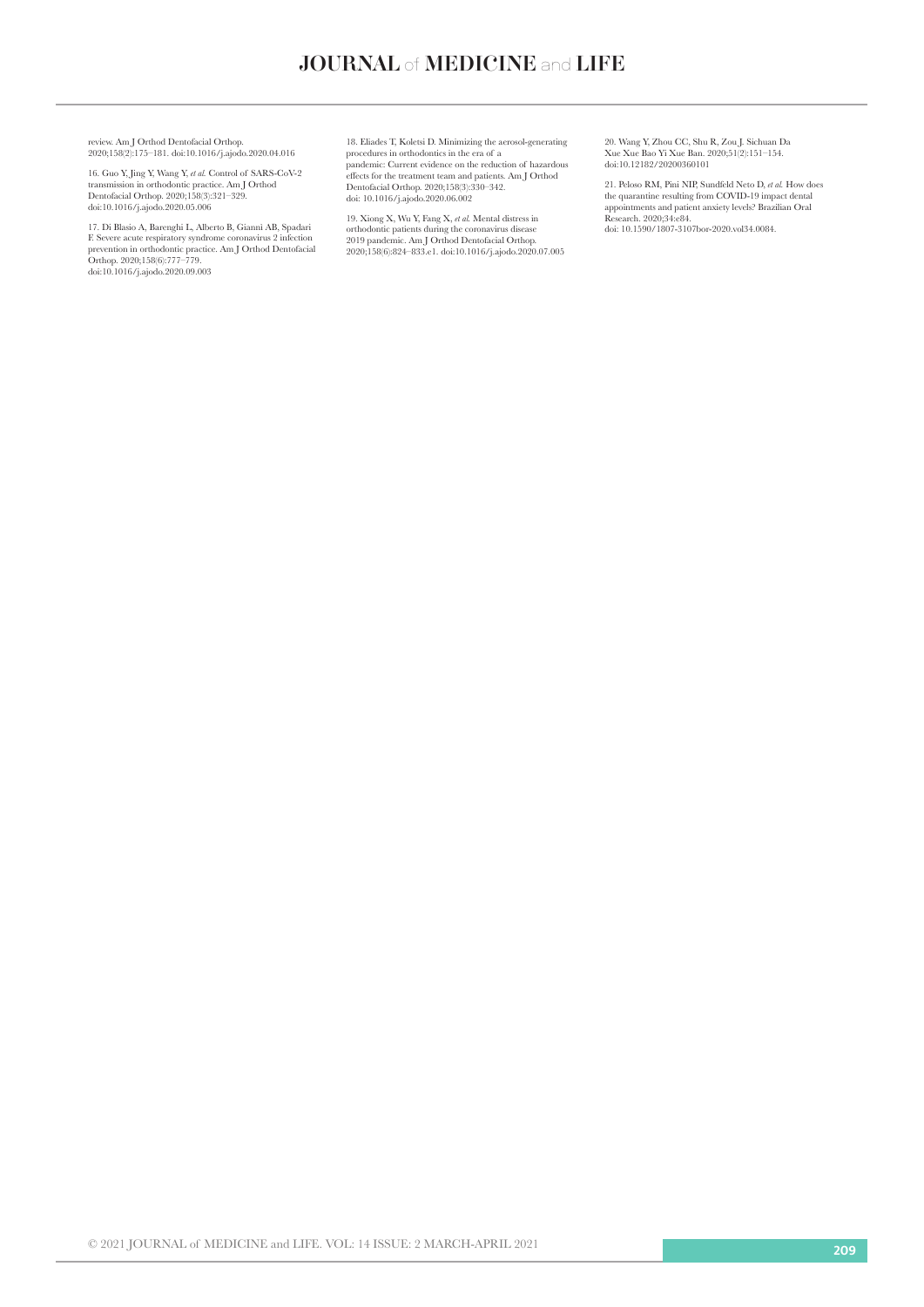review. Am J Orthod Dentofacial Orthop. 2020;158(2):175–181. doi:10.1016/j.ajodo.2020.04.016

16. Guo Y, Jing Y, Wang Y, *et al.* Control of SARS-CoV-2 transmission in orthodontic practice. Am J Orthod Dentofacial Orthop. 2020;158(3):321–329. doi:10.1016/j.ajodo.2020.05.006

17. Di Blasio A, Barenghi L, Alberto B, Gianni AB, Spadari F. Severe acute respiratory syndrome coronavirus 2 infection prevention in orthodontic practice. Am J Orthod Dentofacial Orthop. 2020;158(6):777–779. doi:10.1016/j.ajodo.2020.09.003

18. Eliades T, Koletsi D. Minimizing the aerosol-generating procedures in orthodontics in the era of a pandemic: Current evidence on the reduction of hazardous effects for the treatment team and patients. Am J Orthod Dentofacial Orthop. 2020;158(3):330–342. doi: 10.1016/j.ajodo.2020.06.002

19. Xiong X, Wu Y, Fang X, *et al.* Mental distress in orthodontic patients during the coronavirus disease 2019 pandemic. Am J Orthod Dentofacial Orthop. 2020;158(6):824–833.e1. doi:10.1016/j.ajodo.2020.07.005

20. Wang Y, Zhou CC, Shu R, Zou J. Sichuan Da Xue Xue Bao Yi Xue Ban. 2020;51(2):151–154. doi:10.12182/20200360101

21. Peloso RM, Pini NIP, Sundfeld Neto D, *et al.* How does the quarantine resulting from COVID-19 impact dental appointments and patient anxiety levels? Brazilian Oral Research. 2020;34:e84. doi: 10.1590/1807-3107bor-2020.vol34.0084.